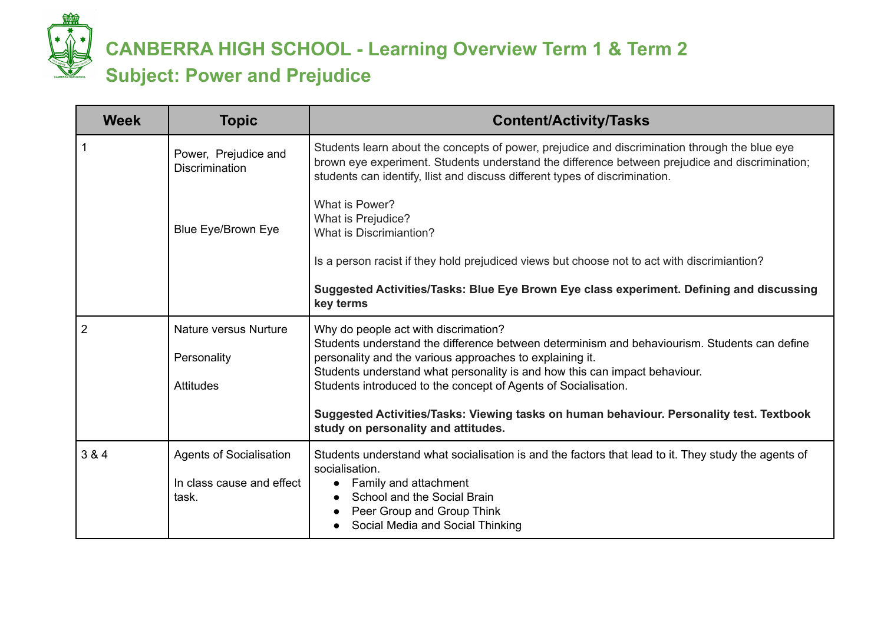# CANBERRA HIGH SCHOOL - Learning Overview Term 1 & Term 2

## Subject: Power and Prejudice

| Week | Topic | Content/Activity/Tasks |
|---|---|---|
| 1 | Power, Prejudice and Discrimination<br><br>Blue Eye/Brown Eye | Students learn about the concepts of power, prejudice and discrimination through the blue eye brown eye experiment. Students understand the difference between prejudice and discrimination; students can identify, llist and discuss different types of discrimination.<br><br>What is Power?<br>What is Prejudice?<br>What is Discrimiantion?<br><br>Is a person racist if they hold prejudiced views but choose not to act with discrimiantion?<br><br>**Suggested Activities/Tasks: Blue Eye Brown Eye class experiment. Defining and discussing key terms** |
| 2 | Nature versus Nurture<br><br>Personality<br><br>Attitudes | Why do people act with discrimation?<br>Students understand the difference between determinism and behaviourism. Students can define personality and the various approaches to explaining it.<br>Students understand what personality is and how this can impact behaviour.<br>Students introduced to the concept of Agents of Socialisation.<br><br>**Suggested Activities/Tasks: Viewing tasks on human behaviour. Personality test. Textbook study on personality and attitudes.** |
| 3 & 4 | Agents of Socialisation<br><br>In class cause and effect task. | Students understand what socialisation is and the factors that lead to it. They study the agents of socialisation.<br>• Family and attachment<br>• School and the Social Brain<br>• Peer Group and Group Think<br>• Social Media and Social Thinking |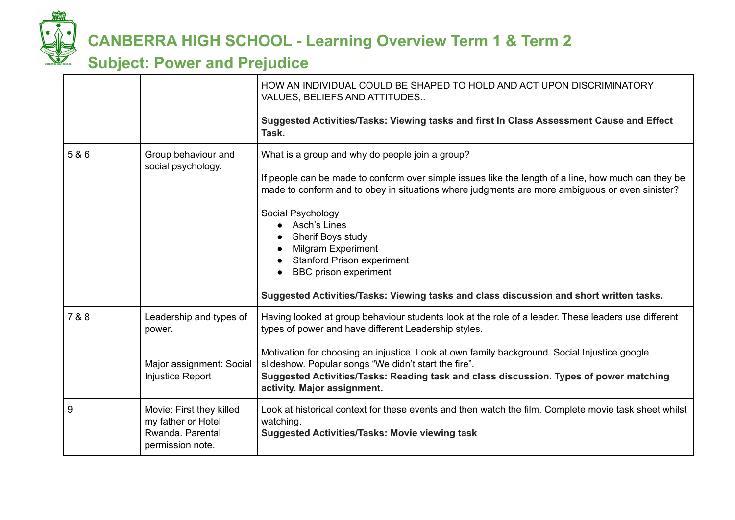# CANBERRA HIGH SCHOOL - Learning Overview Term 1 & Term 2

## Subject: Power and Prejudice

| | | |
|---|---|---|
| | | HOW AN INDIVIDUAL COULD BE SHAPED TO HOLD AND ACT UPON DISCRIMINATORY VALUES, BELIEFS AND ATTITUDES..<br><br>**Suggested Activities/Tasks: Viewing tasks and first In Class Assessment Cause and Effect Task.** |
| 5 & 6 | Group behaviour and social psychology. | What is a group and why do people join a group?<br><br>If people can be made to conform over simple issues like the length of a line, how much can they be made to conform and to obey in situations where judgments are more ambiguous or even sinister?<br><br>Social Psychology<br>• Asch's Lines<br>• Sherif Boys study<br>• Milgram Experiment<br>• Stanford Prison experiment<br>• BBC prison experiment<br><br>**Suggested Activities/Tasks: Viewing tasks and class discussion and short written tasks.** |
| 7 & 8 | Leadership and types of power.<br><br>Major assignment: Social Injustice Report | Having looked at group behaviour students look at the role of a leader. These leaders use different types of power and have different Leadership styles.<br><br>Motivation for choosing an injustice. Look at own family background. Social Injustice google slideshow. Popular songs "We didn't start the fire".<br>**Suggested Activities/Tasks: Reading task and class discussion. Types of power matching activity. Major assignment.** |
| 9 | Movie: First they killed my father or Hotel Rwanda. Parental permission note. | Look at historical context for these events and then watch the film. Complete movie task sheet whilst watching.<br>**Suggested Activities/Tasks: Movie viewing task** |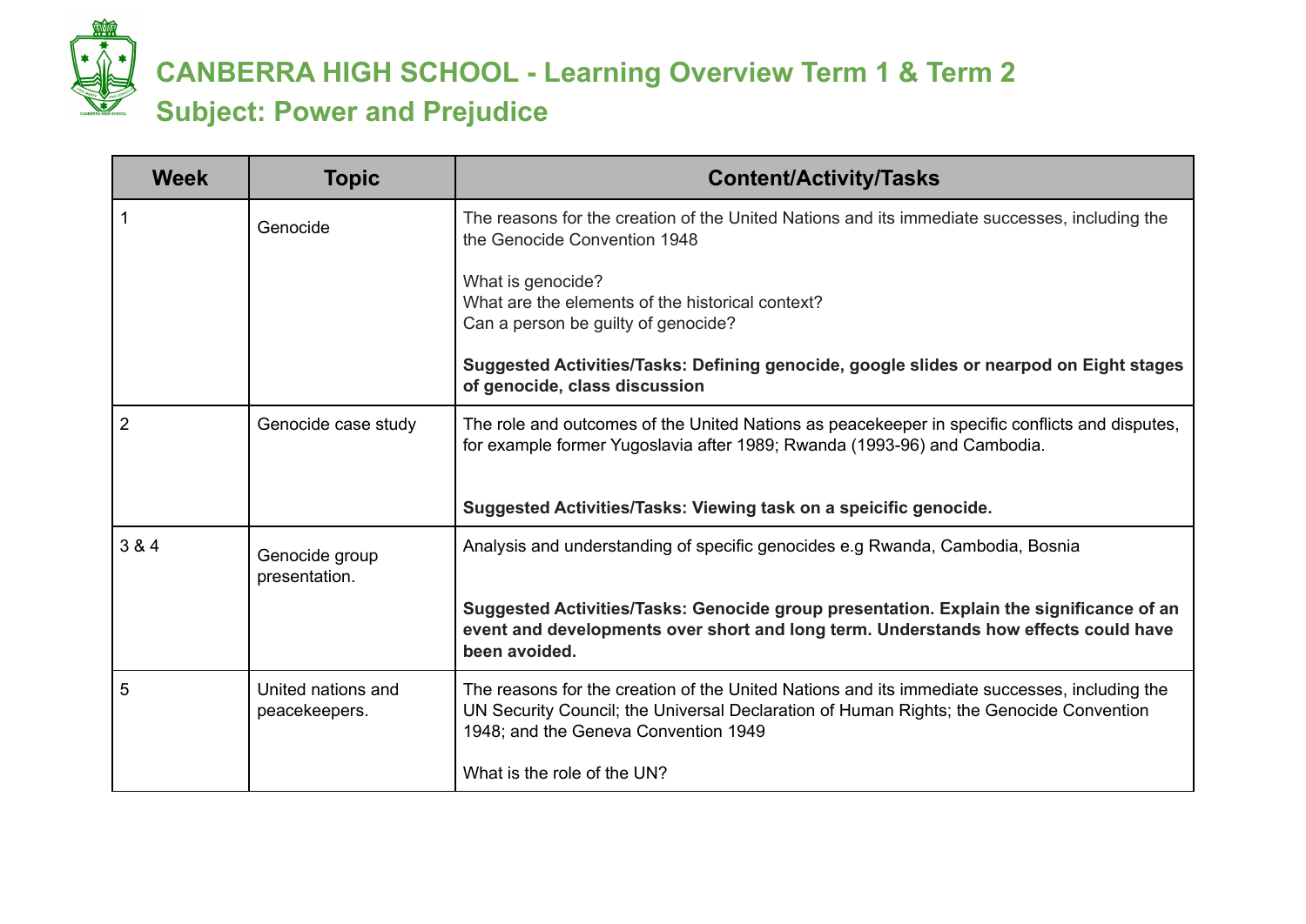# CANBERRA HIGH SCHOOL - Learning Overview Term 1 & Term 2

## Subject: Power and Prejudice

| Week | Topic | Content/Activity/Tasks |
|---|---|---|
| 1 | Genocide | The reasons for the creation of the United Nations and its immediate successes, including the the Genocide Convention 1948<br><br>What is genocide?<br>What are the elements of the historical context?<br>Can a person be guilty of genocide?<br><br>**Suggested Activities/Tasks: Defining genocide, google slides or nearpod on Eight stages of genocide, class discussion** |
| 2 | Genocide case study | The role and outcomes of the United Nations as peacekeeper in specific conflicts and disputes, for example former Yugoslavia after 1989; Rwanda (1993-96) and Cambodia.<br><br>**Suggested Activities/Tasks: Viewing task on a speicific genocide.** |
| 3 & 4 | Genocide group presentation. | Analysis and understanding of specific genocides e.g Rwanda, Cambodia, Bosnia<br><br>**Suggested Activities/Tasks: Genocide group presentation. Explain the significance of an event and developments over short and long term. Understands how effects could have been avoided.** |
| 5 | United nations and peacekeepers. | The reasons for the creation of the United Nations and its immediate successes, including the UN Security Council; the Universal Declaration of Human Rights; the Genocide Convention 1948; and the Geneva Convention 1949<br><br>What is the role of the UN? |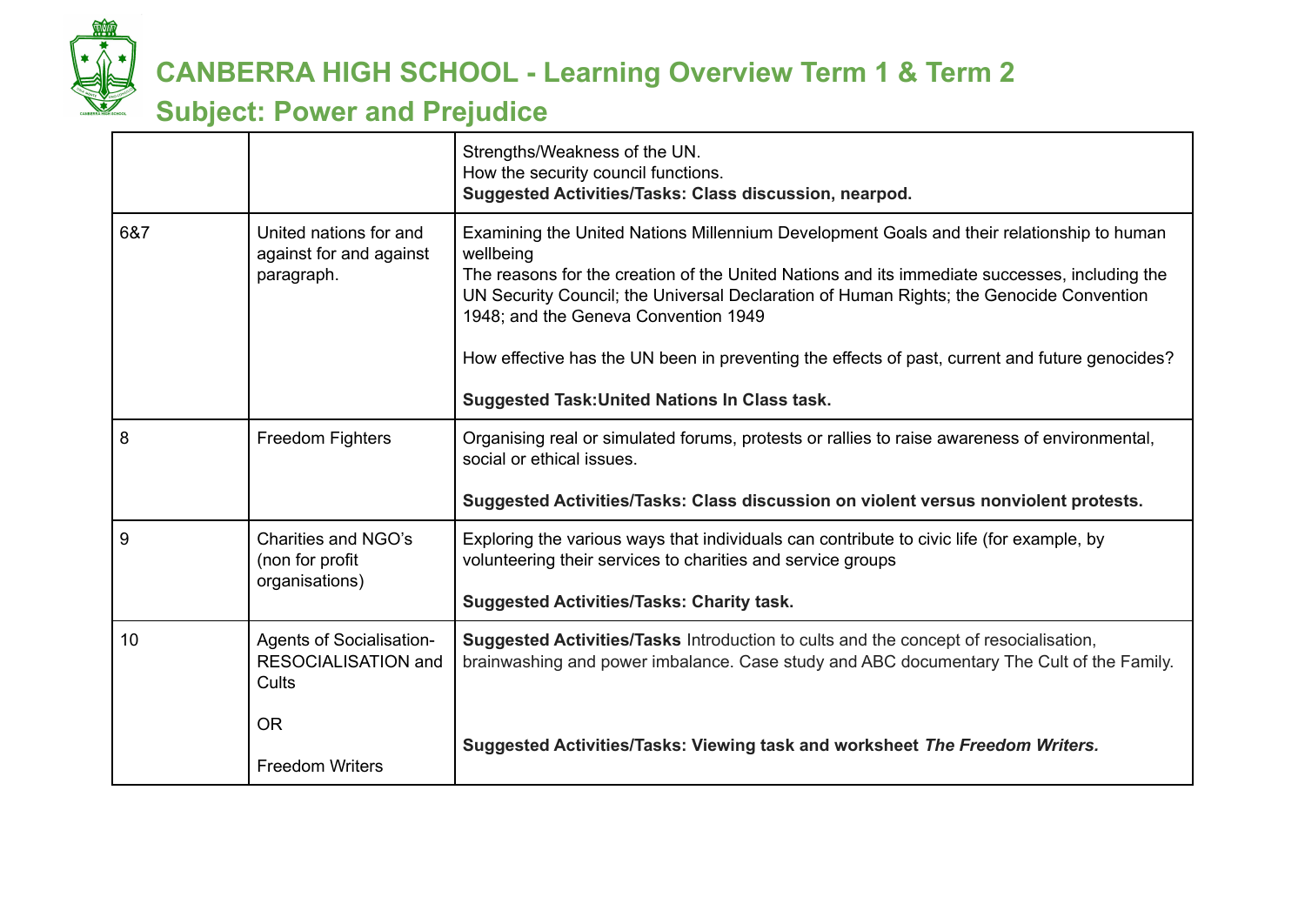# CANBERRA HIGH SCHOOL - Learning Overview Term 1 & Term 2

## Subject: Power and Prejudice

| | | |
|---|---|---|
| | | Strengths/Weakness of the UN.<br>How the security council functions.<br>**Suggested Activities/Tasks: Class discussion, nearpod.** |
| 6&7 | United nations for and against for and against paragraph. | Examining the United Nations Millennium Development Goals and their relationship to human wellbeing<br>The reasons for the creation of the United Nations and its immediate successes, including the UN Security Council; the Universal Declaration of Human Rights; the Genocide Convention 1948; and the Geneva Convention 1949<br><br>How effective has the UN been in preventing the effects of past, current and future genocides?<br><br>**Suggested Task:United Nations In Class task.** |
| 8 | Freedom Fighters | Organising real or simulated forums, protests or rallies to raise awareness of environmental, social or ethical issues.<br><br>**Suggested Activities/Tasks: Class discussion on violent versus nonviolent protests.** |
| 9 | Charities and NGO's (non for profit organisations) | Exploring the various ways that individuals can contribute to civic life (for example, by volunteering their services to charities and service groups<br><br>**Suggested Activities/Tasks: Charity task.** |
| 10 | Agents of Socialisation- RESOCIALISATION and Cults<br><br>OR<br><br>Freedom Writers | **Suggested Activities/Tasks** Introduction to cults and the concept of resocialisation, brainwashing and power imbalance. Case study and ABC documentary The Cult of the Family.<br><br>**Suggested Activities/Tasks: Viewing task and worksheet *The Freedom Writers.*** |